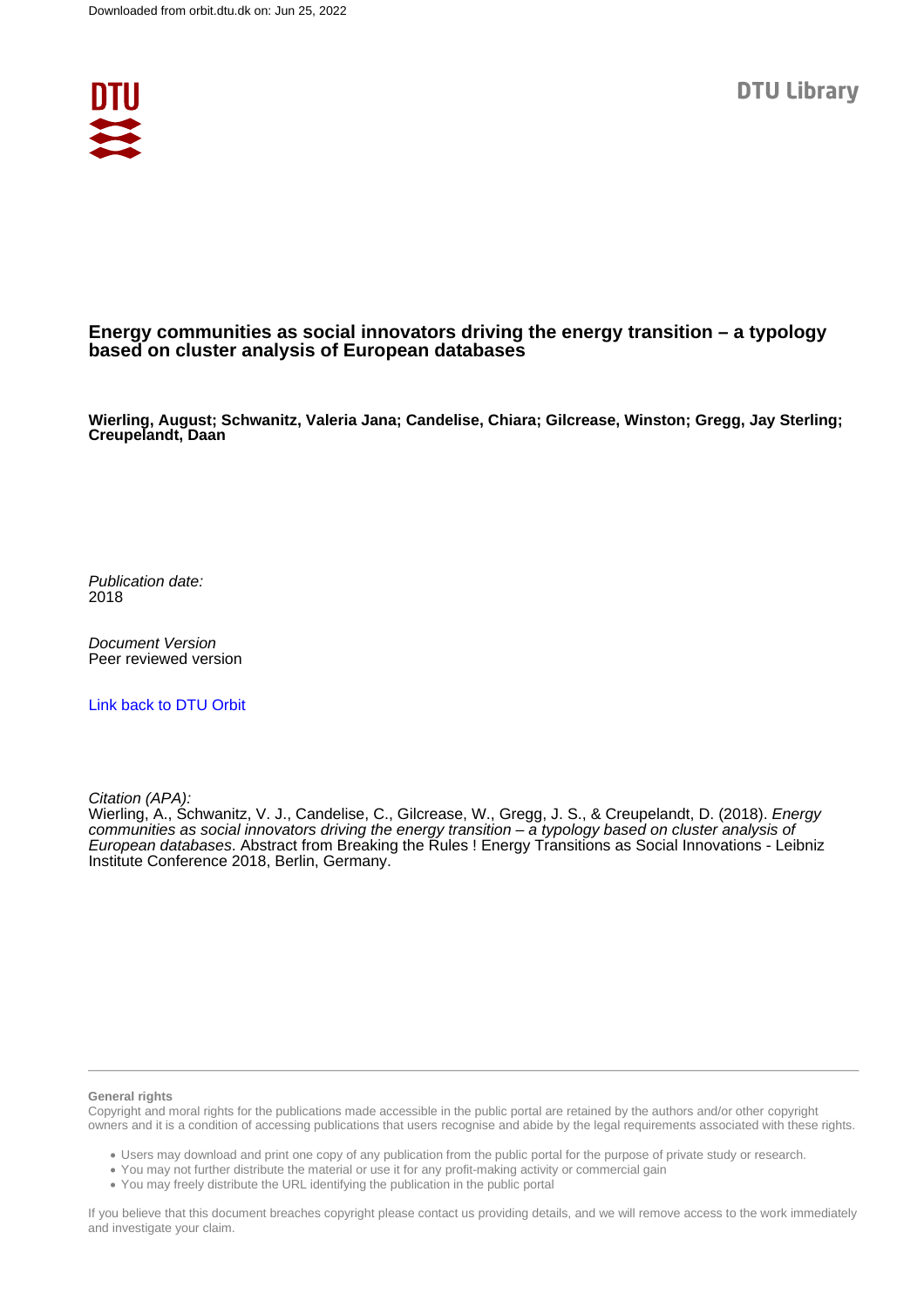Downloaded from orbit.dtu.dk on: Jun 25, 2022

DTU Library

# Energy communities as social innovators driving the energy transition – a typology based on cluster analysis of European databases

**Wierling, August; Schwanitz, Valeria Jana; Candelise, Chiara; Gilcrease, Winston; Gregg, Jay Sterling; Creupelandt, Daan**

*Publication date:*
2018

*Document Version*
Peer reviewed version

Link back to DTU Orbit

*Citation (APA):*
Wierling, A., Schwanitz, V. J., Candelise, C., Gilcrease, W., Gregg, J. S., & Creupelandt, D. (2018). *Energy communities as social innovators driving the energy transition – a typology based on cluster analysis of European databases*. Abstract from Breaking the Rules ! Energy Transitions as Social Innovations - Leibniz Institute Conference 2018, Berlin, Germany.

**General rights**

Copyright and moral rights for the publications made accessible in the public portal are retained by the authors and/or other copyright owners and it is a condition of accessing publications that users recognise and abide by the legal requirements associated with these rights.

- Users may download and print one copy of any publication from the public portal for the purpose of private study or research.
- You may not further distribute the material or use it for any profit-making activity or commercial gain
- You may freely distribute the URL identifying the publication in the public portal

If you believe that this document breaches copyright please contact us providing details, and we will remove access to the work immediately and investigate your claim.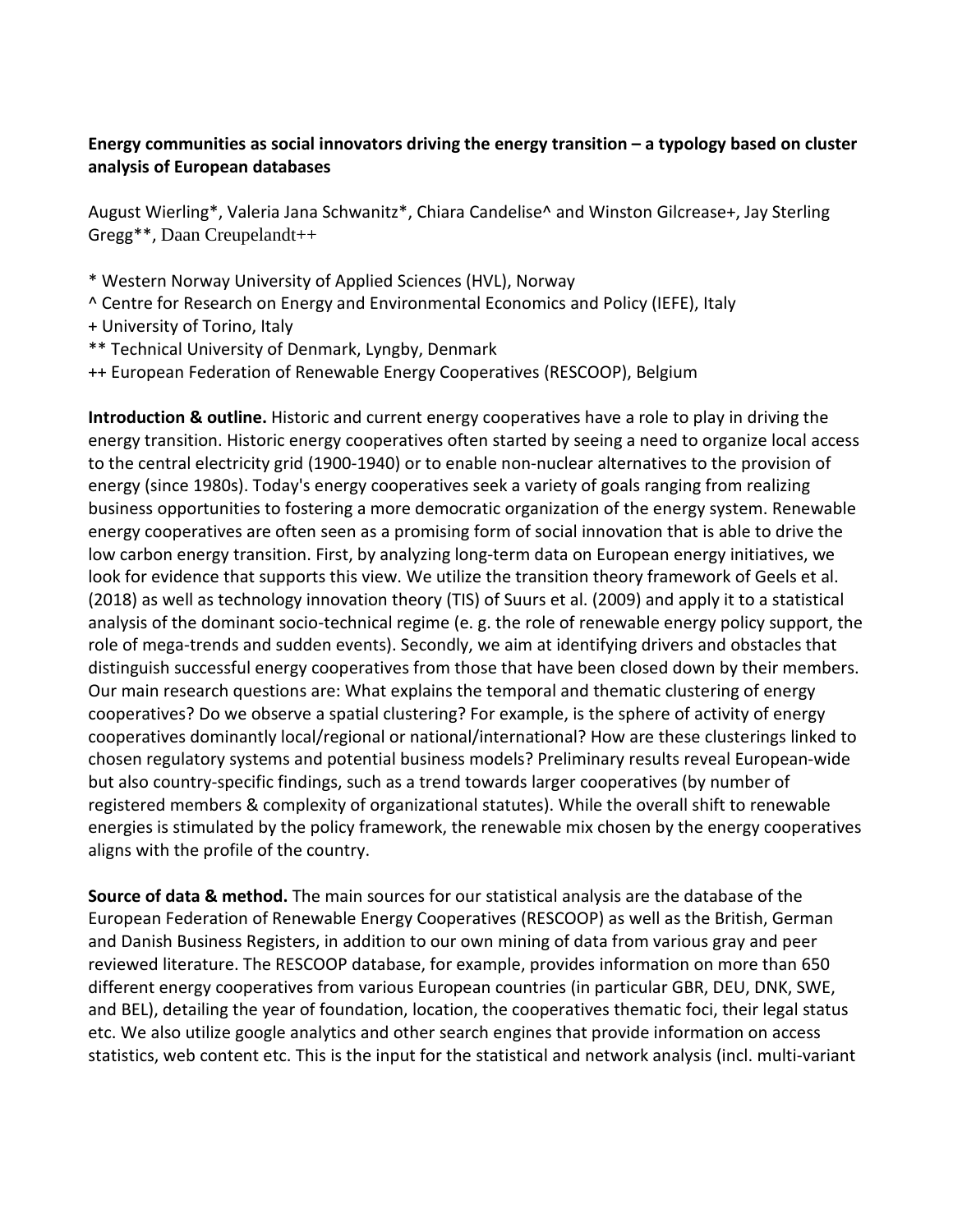**Energy communities as social innovators driving the energy transition – a typology based on cluster analysis of European databases**

August Wierling*, Valeria Jana Schwanitz*, Chiara Candelise^ and Winston Gilcrease+, Jay Sterling Gregg**, Daan Creupelandt++

\* Western Norway University of Applied Sciences (HVL), Norway
^ Centre for Research on Energy and Environmental Economics and Policy (IEFE), Italy
\+ University of Torino, Italy
\** Technical University of Denmark, Lyngby, Denmark
++ European Federation of Renewable Energy Cooperatives (RESCOOP), Belgium

**Introduction & outline.** Historic and current energy cooperatives have a role to play in driving the energy transition. Historic energy cooperatives often started by seeing a need to organize local access to the central electricity grid (1900-1940) or to enable non-nuclear alternatives to the provision of energy (since 1980s). Today's energy cooperatives seek a variety of goals ranging from realizing business opportunities to fostering a more democratic organization of the energy system. Renewable energy cooperatives are often seen as a promising form of social innovation that is able to drive the low carbon energy transition. First, by analyzing long-term data on European energy initiatives, we look for evidence that supports this view. We utilize the transition theory framework of Geels et al. (2018) as well as technology innovation theory (TIS) of Suurs et al. (2009) and apply it to a statistical analysis of the dominant socio-technical regime (e. g. the role of renewable energy policy support, the role of mega-trends and sudden events). Secondly, we aim at identifying drivers and obstacles that distinguish successful energy cooperatives from those that have been closed down by their members. Our main research questions are: What explains the temporal and thematic clustering of energy cooperatives? Do we observe a spatial clustering? For example, is the sphere of activity of energy cooperatives dominantly local/regional or national/international? How are these clusterings linked to chosen regulatory systems and potential business models? Preliminary results reveal European-wide but also country-specific findings, such as a trend towards larger cooperatives (by number of registered members & complexity of organizational statutes). While the overall shift to renewable energies is stimulated by the policy framework, the renewable mix chosen by the energy cooperatives aligns with the profile of the country.

**Source of data & method.** The main sources for our statistical analysis are the database of the European Federation of Renewable Energy Cooperatives (RESCOOP) as well as the British, German and Danish Business Registers, in addition to our own mining of data from various gray and peer reviewed literature. The RESCOOP database, for example, provides information on more than 650 different energy cooperatives from various European countries (in particular GBR, DEU, DNK, SWE, and BEL), detailing the year of foundation, location, the cooperatives thematic foci, their legal status etc. We also utilize google analytics and other search engines that provide information on access statistics, web content etc. This is the input for the statistical and network analysis (incl. multi-variant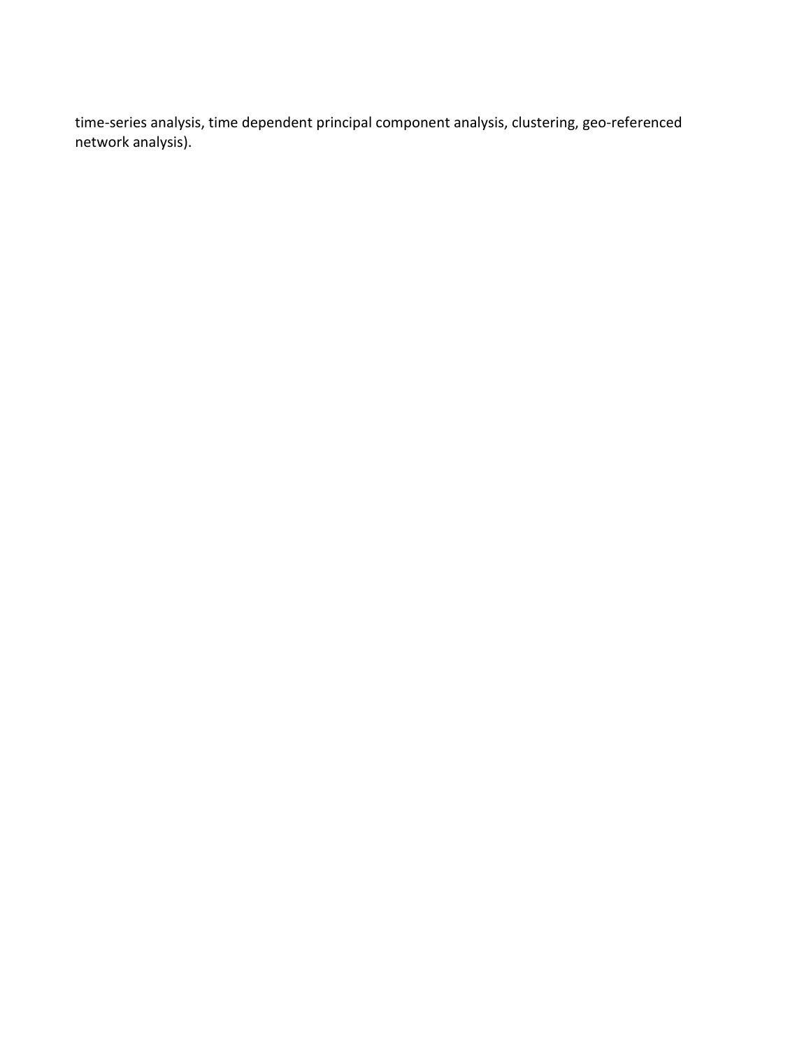time-series analysis, time dependent principal component analysis, clustering, geo-referenced network analysis).